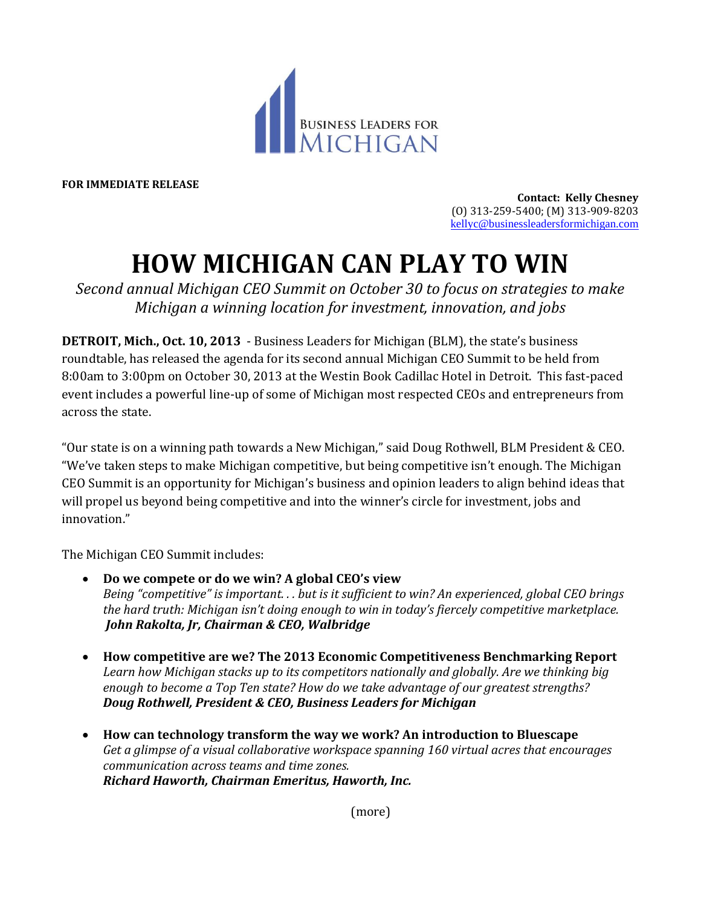Business Leaders for Michigan

**FOR IMMEDIATE RELEASE**

**Contact: Kelly Chesney**
(O) 313-259-5400; (M) 313-909-8203
kellyc@businessleadersformichigan.com

# HOW MICHIGAN CAN PLAY TO WIN

*Second annual Michigan CEO Summit on October 30 to focus on strategies to make Michigan a winning location for investment, innovation, and jobs*

**DETROIT, Mich., Oct. 10, 2013** - Business Leaders for Michigan (BLM), the state's business roundtable, has released the agenda for its second annual Michigan CEO Summit to be held from 8:00am to 3:00pm on October 30, 2013 at the Westin Book Cadillac Hotel in Detroit. This fast-paced event includes a powerful line-up of some of Michigan most respected CEOs and entrepreneurs from across the state.

"Our state is on a winning path towards a New Michigan," said Doug Rothwell, BLM President & CEO. "We've taken steps to make Michigan competitive, but being competitive isn't enough. The Michigan CEO Summit is an opportunity for Michigan's business and opinion leaders to align behind ideas that will propel us beyond being competitive and into the winner's circle for investment, jobs and innovation."

The Michigan CEO Summit includes:

- **Do we compete or do we win? A global CEO's view**
  *Being "competitive" is important. . . but is it sufficient to win? An experienced, global CEO brings the hard truth: Michigan isn't doing enough to win in today's fiercely competitive marketplace.*
  ***John Rakolta, Jr, Chairman & CEO, Walbridge***

- **How competitive are we? The 2013 Economic Competitiveness Benchmarking Report**
  *Learn how Michigan stacks up to its competitors nationally and globally. Are we thinking big enough to become a Top Ten state? How do we take advantage of our greatest strengths?*
  ***Doug Rothwell, President & CEO, Business Leaders for Michigan***

- **How can technology transform the way we work? An introduction to Bluescape**
  *Get a glimpse of a visual collaborative workspace spanning 160 virtual acres that encourages communication across teams and time zones.*
  ***Richard Haworth, Chairman Emeritus, Haworth, Inc.***

(more)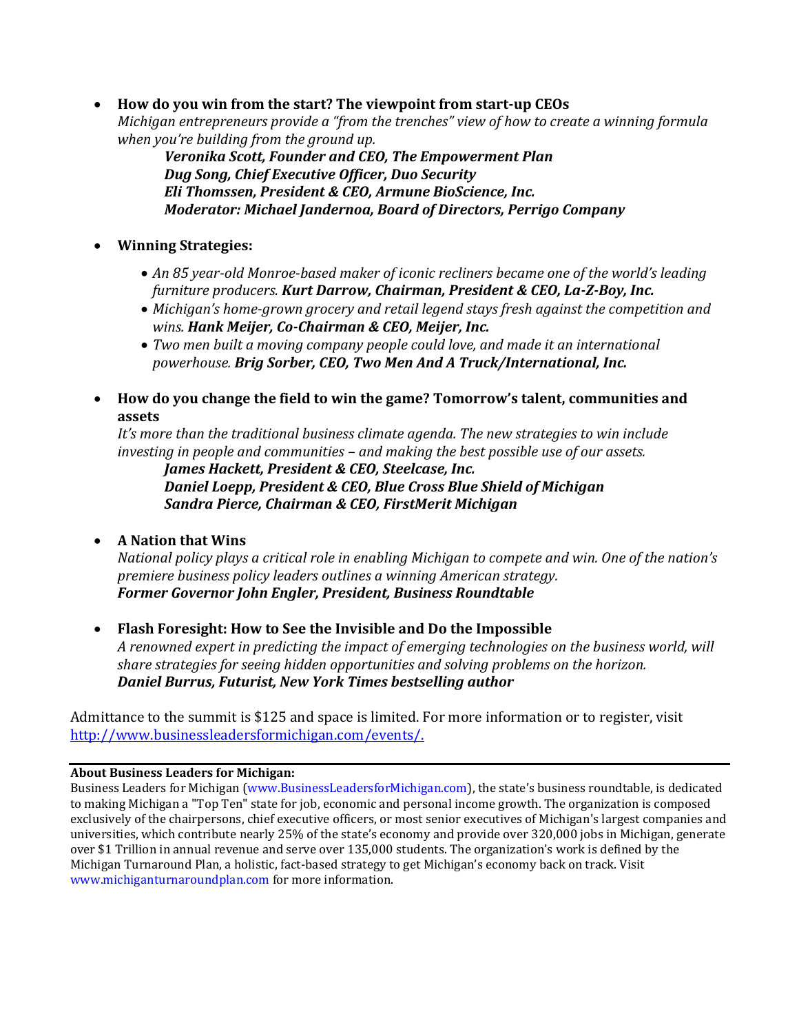- **How do you win from the start? The viewpoint from start-up CEOs**
  *Michigan entrepreneurs provide a "from the trenches" view of how to create a winning formula when you're building from the ground up.*
  
  ***Veronika Scott, Founder and CEO, The Empowerment Plan***
  ***Dug Song, Chief Executive Officer, Duo Security***
  ***Eli Thomssen, President & CEO, Armune BioScience, Inc.***
  ***Moderator: Michael Jandernoa, Board of Directors, Perrigo Company***

- **Winning Strategies:**
  - *An 85 year-old Monroe-based maker of iconic recliners became one of the world's leading furniture producers.* ***Kurt Darrow, Chairman, President & CEO, La-Z-Boy, Inc.***
  - *Michigan's home-grown grocery and retail legend stays fresh against the competition and wins.* ***Hank Meijer, Co-Chairman & CEO, Meijer, Inc.***
  - *Two men built a moving company people could love, and made it an international powerhouse.* ***Brig Sorber, CEO, Two Men And A Truck/International, Inc.***

- **How do you change the field to win the game? Tomorrow's talent, communities and assets**
  *It's more than the traditional business climate agenda. The new strategies to win include investing in people and communities – and making the best possible use of our assets.*
  
  ***James Hackett, President & CEO, Steelcase, Inc.***
  ***Daniel Loepp, President & CEO, Blue Cross Blue Shield of Michigan***
  ***Sandra Pierce, Chairman & CEO, FirstMerit Michigan***

- **A Nation that Wins**
  *National policy plays a critical role in enabling Michigan to compete and win. One of the nation's premiere business policy leaders outlines a winning American strategy.*
  ***Former Governor John Engler, President, Business Roundtable***

- **Flash Foresight: How to See the Invisible and Do the Impossible**
  *A renowned expert in predicting the impact of emerging technologies on the business world, will share strategies for seeing hidden opportunities and solving problems on the horizon.*
  ***Daniel Burrus, Futurist, New York Times bestselling author***

Admittance to the summit is $125 and space is limited. For more information or to register, visit http://www.businessleadersformichigan.com/events/.

---

**About Business Leaders for Michigan:**
Business Leaders for Michigan (www.BusinessLeadersforMichigan.com), the state's business roundtable, is dedicated to making Michigan a "Top Ten" state for job, economic and personal income growth. The organization is composed exclusively of the chairpersons, chief executive officers, or most senior executives of Michigan's largest companies and universities, which contribute nearly 25% of the state's economy and provide over 320,000 jobs in Michigan, generate over $1 Trillion in annual revenue and serve over 135,000 students. The organization's work is defined by the Michigan Turnaround Plan, a holistic, fact-based strategy to get Michigan's economy back on track. Visit www.michiganturnaroundplan.com for more information.